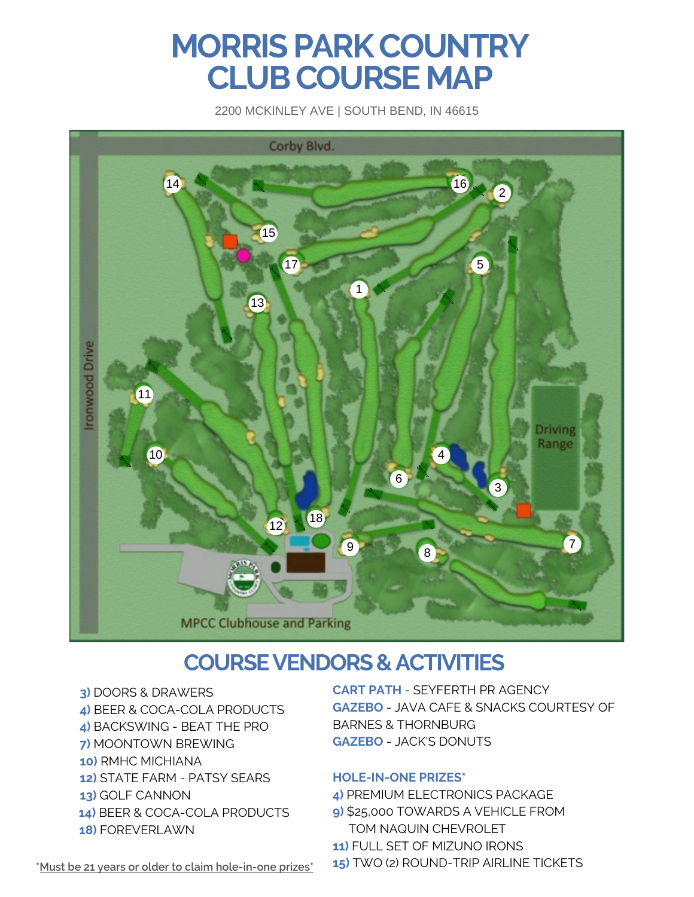# MORRIS PARK COUNTRY CLUB COURSE MAP

2200 MCKINLEY AVE | SOUTH BEND, IN 46615

Corby Blvd.

Ironwood Drive

Driving Range

MPCC Clubhouse and Parking

## COURSE VENDORS & ACTIVITIES

**3)** DOORS & DRAWERS
**4)** BEER & COCA-COLA PRODUCTS
**4)** BACKSWING - BEAT THE PRO
**7)** MOONTOWN BREWING
**10)** RMHC MICHIANA
**12)** STATE FARM - PATSY SEARS
**13)** GOLF CANNON
**14)** BEER & COCA-COLA PRODUCTS
**18)** FOREVERLAWN

**CART PATH** - SEYFERTH PR AGENCY
**GAZEBO** - JAVA CAFE & SNACKS COURTESY OF BARNES & THORNBURG
**GAZEBO** - JACK'S DONUTS

**HOLE-IN-ONE PRIZES***

**4)** PREMIUM ELECTRONICS PACKAGE
**9)** $25,000 TOWARDS A VEHICLE FROM TOM NAQUIN CHEVROLET
**11)** FULL SET OF MIZUNO IRONS
**15)** TWO (2) ROUND-TRIP AIRLINE TICKETS

*Must be 21 years or older to claim hole-in-one prizes*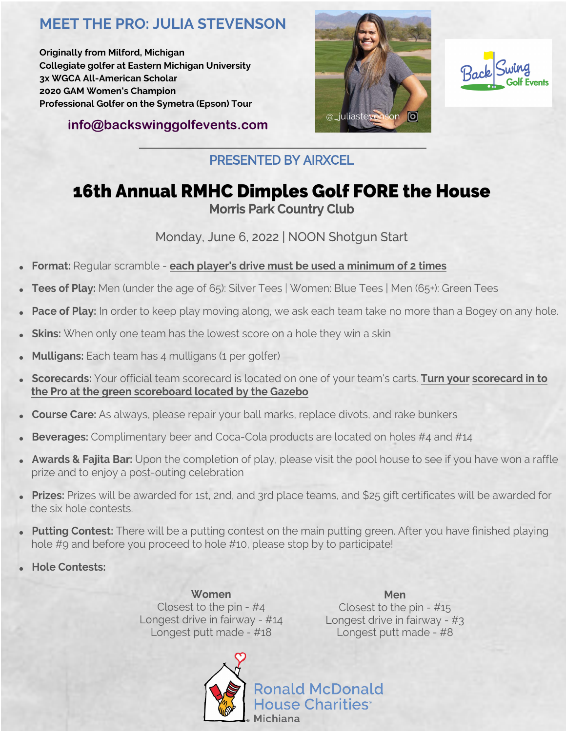## MEET THE PRO: JULIA STEVENSON

**Originally from Milford, Michigan**
**Collegiate golfer at Eastern Michigan University**
**3x WGCA All-American Scholar**
**2020 GAM Women's Champion**
**Professional Golfer on the Symetra (Epson) Tour**

**info@backswinggolfevents.com**

@_juliastevenson

Back Swing Golf Events

---

PRESENTED BY AIRXCEL

# 16th Annual RMHC Dimples Golf FORE the House

### Morris Park Country Club

Monday, June 6, 2022 | NOON Shotgun Start

- **Format:** Regular scramble - **each player's drive must be used a minimum of 2 times**
- **Tees of Play:** Men (under the age of 65): Silver Tees | Women: Blue Tees | Men (65+): Green Tees
- **Pace of Play:** In order to keep play moving along, we ask each team take no more than a Bogey on any hole.
- **Skins:** When only one team has the lowest score on a hole they win a skin
- **Mulligans:** Each team has 4 mulligans (1 per golfer)
- **Scorecards:** Your official team scorecard is located on one of your team's carts. **Turn your scorecard in to the Pro at the green scoreboard located by the Gazebo**
- **Course Care:** As always, please repair your ball marks, replace divots, and rake bunkers
- **Beverages:** Complimentary beer and Coca-Cola products are located on holes #4 and #14
- **Awards & Fajita Bar:** Upon the completion of play, please visit the pool house to see if you have won a raffle prize and to enjoy a post-outing celebration
- **Prizes:** Prizes will be awarded for 1st, 2nd, and 3rd place teams, and $25 gift certificates will be awarded for the six hole contests.
- **Putting Contest:** There will be a putting contest on the main putting green. After you have finished playing hole #9 and before you proceed to hole #10, please stop by to participate!
- **Hole Contests:**

**Women**
Closest to the pin - #4
Longest drive in fairway - #14
Longest putt made - #18

**Men**
Closest to the pin - #15
Longest drive in fairway - #3
Longest putt made - #8

Ronald McDonald House Charities®
Michiana